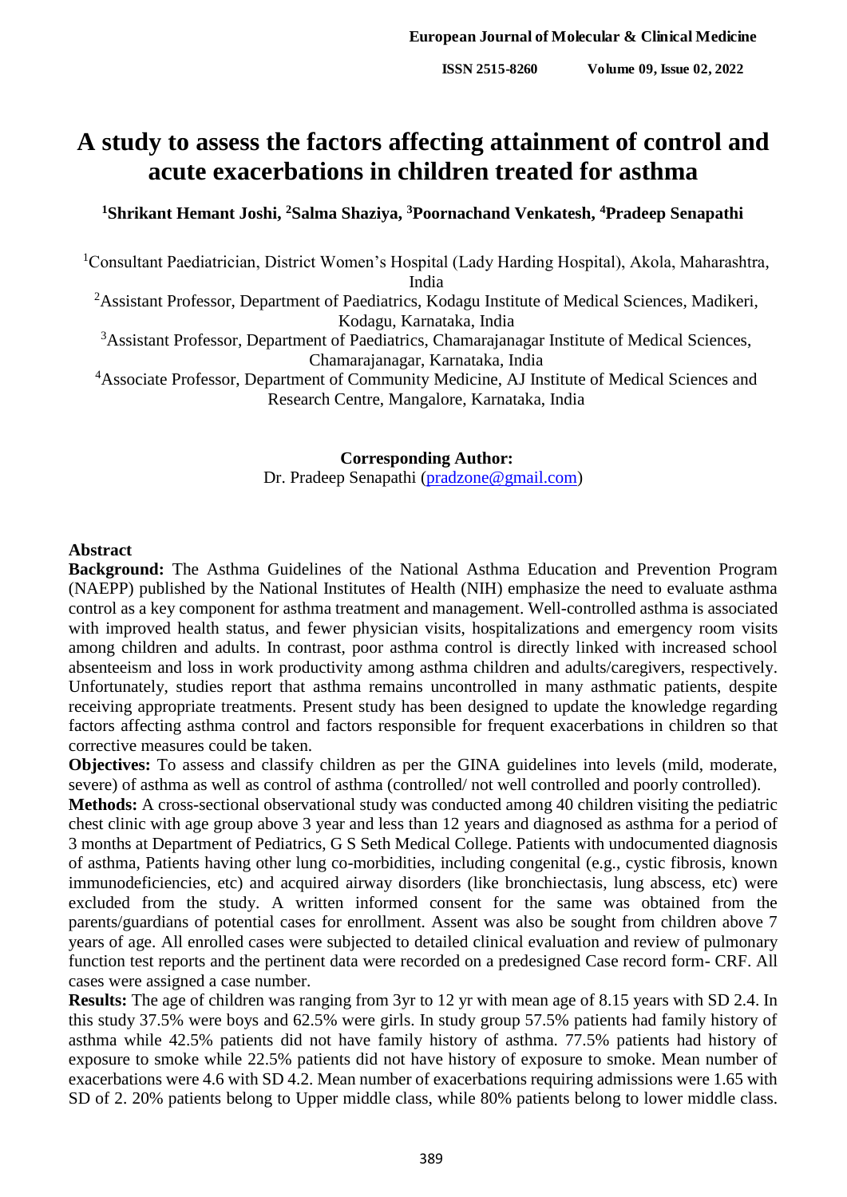# A study to assess the factors affecting attainment of control and acute exacerbations in children treated for asthma

**[1]Shrikant Hemant Joshi, [2]Salma Shaziya, [3]Poornachand Venkatesh, [4]Pradeep Senapathi**

[1]Consultant Paediatrician, District Women's Hospital (Lady Harding Hospital), Akola, Maharashtra, India

[2]Assistant Professor, Department of Paediatrics, Kodagu Institute of Medical Sciences, Madikeri, Kodagu, Karnataka, India

[3]Assistant Professor, Department of Paediatrics, Chamarajanagar Institute of Medical Sciences, Chamarajanagar, Karnataka, India

[4]Associate Professor, Department of Community Medicine, AJ Institute of Medical Sciences and Research Centre, Mangalore, Karnataka, India

**Corresponding Author:**
Dr. Pradeep Senapathi (pradzone@gmail.com)

## Abstract

**Background:** The Asthma Guidelines of the National Asthma Education and Prevention Program (NAEPP) published by the National Institutes of Health (NIH) emphasize the need to evaluate asthma control as a key component for asthma treatment and management. Well-controlled asthma is associated with improved health status, and fewer physician visits, hospitalizations and emergency room visits among children and adults. In contrast, poor asthma control is directly linked with increased school absenteeism and loss in work productivity among asthma children and adults/caregivers, respectively. Unfortunately, studies report that asthma remains uncontrolled in many asthmatic patients, despite receiving appropriate treatments. Present study has been designed to update the knowledge regarding factors affecting asthma control and factors responsible for frequent exacerbations in children so that corrective measures could be taken.

**Objectives:** To assess and classify children as per the GINA guidelines into levels (mild, moderate, severe) of asthma as well as control of asthma (controlled/ not well controlled and poorly controlled).

**Methods:** A cross-sectional observational study was conducted among 40 children visiting the pediatric chest clinic with age group above 3 year and less than 12 years and diagnosed as asthma for a period of 3 months at Department of Pediatrics, G S Seth Medical College. Patients with undocumented diagnosis of asthma, Patients having other lung co-morbidities, including congenital (e.g., cystic fibrosis, known immunodeficiencies, etc) and acquired airway disorders (like bronchiectasis, lung abscess, etc) were excluded from the study. A written informed consent for the same was obtained from the parents/guardians of potential cases for enrollment. Assent was also be sought from children above 7 years of age. All enrolled cases were subjected to detailed clinical evaluation and review of pulmonary function test reports and the pertinent data were recorded on a predesigned Case record form- CRF. All cases were assigned a case number.

**Results:** The age of children was ranging from 3yr to 12 yr with mean age of 8.15 years with SD 2.4. In this study 37.5% were boys and 62.5% were girls. In study group 57.5% patients had family history of asthma while 42.5% patients did not have family history of asthma. 77.5% patients had history of exposure to smoke while 22.5% patients did not have history of exposure to smoke. Mean number of exacerbations were 4.6 with SD 4.2. Mean number of exacerbations requiring admissions were 1.65 with SD of 2. 20% patients belong to Upper middle class, while 80% patients belong to lower middle class.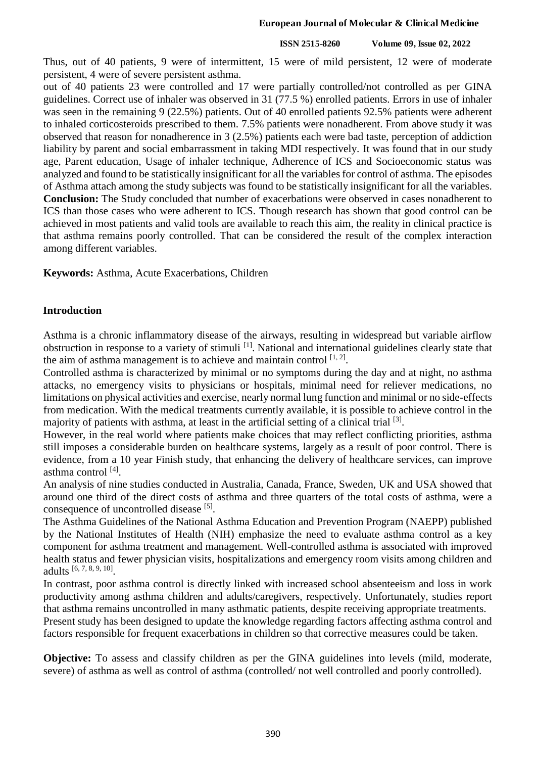Thus, out of 40 patients, 9 were of intermittent, 15 were of mild persistent, 12 were of moderate persistent, 4 were of severe persistent asthma.

out of 40 patients 23 were controlled and 17 were partially controlled/not controlled as per GINA guidelines. Correct use of inhaler was observed in 31 (77.5 %) enrolled patients. Errors in use of inhaler was seen in the remaining 9 (22.5%) patients. Out of 40 enrolled patients 92.5% patients were adherent to inhaled corticosteroids prescribed to them. 7.5% patients were nonadherent. From above study it was observed that reason for nonadherence in 3 (2.5%) patients each were bad taste, perception of addiction liability by parent and social embarrassment in taking MDI respectively. It was found that in our study age, Parent education, Usage of inhaler technique, Adherence of ICS and Socioeconomic status was analyzed and found to be statistically insignificant for all the variables for control of asthma. The episodes of Asthma attach among the study subjects was found to be statistically insignificant for all the variables.

**Conclusion:** The Study concluded that number of exacerbations were observed in cases nonadherent to ICS than those cases who were adherent to ICS. Though research has shown that good control can be achieved in most patients and valid tools are available to reach this aim, the reality in clinical practice is that asthma remains poorly controlled. That can be considered the result of the complex interaction among different variables.

**Keywords:** Asthma, Acute Exacerbations, Children

## Introduction

Asthma is a chronic inflammatory disease of the airways, resulting in widespread but variable airflow obstruction in response to a variety of stimuli [1]. National and international guidelines clearly state that the aim of asthma management is to achieve and maintain control [1, 2].

Controlled asthma is characterized by minimal or no symptoms during the day and at night, no asthma attacks, no emergency visits to physicians or hospitals, minimal need for reliever medications, no limitations on physical activities and exercise, nearly normal lung function and minimal or no side-effects from medication. With the medical treatments currently available, it is possible to achieve control in the majority of patients with asthma, at least in the artificial setting of a clinical trial [3].

However, in the real world where patients make choices that may reflect conflicting priorities, asthma still imposes a considerable burden on healthcare systems, largely as a result of poor control. There is evidence, from a 10 year Finish study, that enhancing the delivery of healthcare services, can improve asthma control [4].

An analysis of nine studies conducted in Australia, Canada, France, Sweden, UK and USA showed that around one third of the direct costs of asthma and three quarters of the total costs of asthma, were a consequence of uncontrolled disease [5].

The Asthma Guidelines of the National Asthma Education and Prevention Program (NAEPP) published by the National Institutes of Health (NIH) emphasize the need to evaluate asthma control as a key component for asthma treatment and management. Well-controlled asthma is associated with improved health status and fewer physician visits, hospitalizations and emergency room visits among children and adults [6, 7, 8, 9, 10].

In contrast, poor asthma control is directly linked with increased school absenteeism and loss in work productivity among asthma children and adults/caregivers, respectively. Unfortunately, studies report that asthma remains uncontrolled in many asthmatic patients, despite receiving appropriate treatments.

Present study has been designed to update the knowledge regarding factors affecting asthma control and factors responsible for frequent exacerbations in children so that corrective measures could be taken.

**Objective:** To assess and classify children as per the GINA guidelines into levels (mild, moderate, severe) of asthma as well as control of asthma (controlled/ not well controlled and poorly controlled).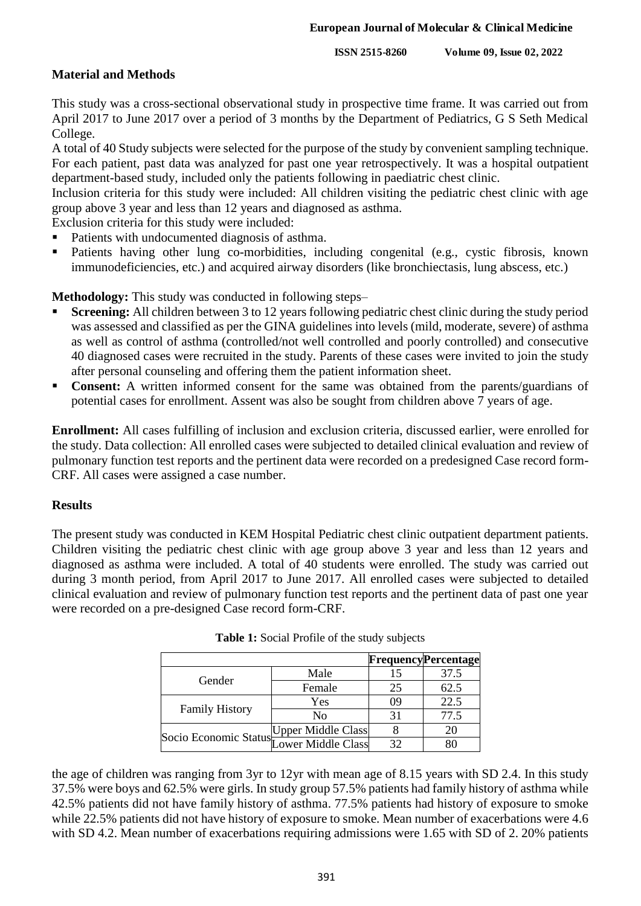## Material and Methods

This study was a cross-sectional observational study in prospective time frame. It was carried out from April 2017 to June 2017 over a period of 3 months by the Department of Pediatrics, G S Seth Medical College.

A total of 40 Study subjects were selected for the purpose of the study by convenient sampling technique. For each patient, past data was analyzed for past one year retrospectively. It was a hospital outpatient department-based study, included only the patients following in paediatric chest clinic.

Inclusion criteria for this study were included: All children visiting the pediatric chest clinic with age group above 3 year and less than 12 years and diagnosed as asthma.

Exclusion criteria for this study were included:

- Patients with undocumented diagnosis of asthma.
- Patients having other lung co-morbidities, including congenital (e.g., cystic fibrosis, known immunodeficiencies, etc.) and acquired airway disorders (like bronchiectasis, lung abscess, etc.)

**Methodology:** This study was conducted in following steps–

- **Screening:** All children between 3 to 12 years following pediatric chest clinic during the study period was assessed and classified as per the GINA guidelines into levels (mild, moderate, severe) of asthma as well as control of asthma (controlled/not well controlled and poorly controlled) and consecutive 40 diagnosed cases were recruited in the study. Parents of these cases were invited to join the study after personal counseling and offering them the patient information sheet.
- **Consent:** A written informed consent for the same was obtained from the parents/guardians of potential cases for enrollment. Assent was also be sought from children above 7 years of age.

**Enrollment:** All cases fulfilling of inclusion and exclusion criteria, discussed earlier, were enrolled for the study. Data collection: All enrolled cases were subjected to detailed clinical evaluation and review of pulmonary function test reports and the pertinent data were recorded on a predesigned Case record form-CRF. All cases were assigned a case number.

## Results

The present study was conducted in KEM Hospital Pediatric chest clinic outpatient department patients. Children visiting the pediatric chest clinic with age group above 3 year and less than 12 years and diagnosed as asthma were included. A total of 40 students were enrolled. The study was carried out during 3 month period, from April 2017 to June 2017. All enrolled cases were subjected to detailed clinical evaluation and review of pulmonary function test reports and the pertinent data of past one year were recorded on a pre-designed Case record form-CRF.

**Table 1:** Social Profile of the study subjects

| | | Frequency | Percentage |
|---|---|---|---|
| Gender | Male | 15 | 37.5 |
| | Female | 25 | 62.5 |
| Family History | Yes | 09 | 22.5 |
| | No | 31 | 77.5 |
| Socio Economic Status | Upper Middle Class | 8 | 20 |
| | Lower Middle Class | 32 | 80 |

the age of children was ranging from 3yr to 12yr with mean age of 8.15 years with SD 2.4. In this study 37.5% were boys and 62.5% were girls. In study group 57.5% patients had family history of asthma while 42.5% patients did not have family history of asthma. 77.5% patients had history of exposure to smoke while 22.5% patients did not have history of exposure to smoke. Mean number of exacerbations were 4.6 with SD 4.2. Mean number of exacerbations requiring admissions were 1.65 with SD of 2. 20% patients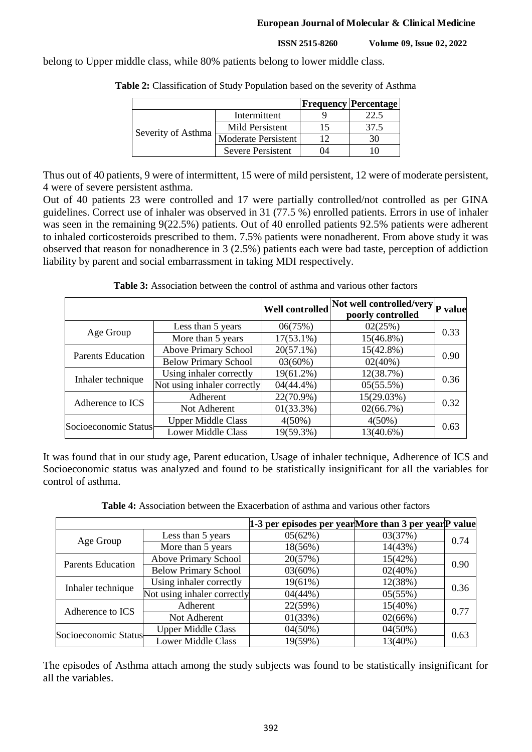belong to Upper middle class, while 80% patients belong to lower middle class.

**Table 2:** Classification of Study Population based on the severity of Asthma

| | | **Frequency** | **Percentage** |
|---|---|---|---|
| Severity of Asthma | Intermittent | 9 | 22.5 |
| | Mild Persistent | 15 | 37.5 |
| | Moderate Persistent | 12 | 30 |
| | Severe Persistent | 04 | 10 |

Thus out of 40 patients, 9 were of intermittent, 15 were of mild persistent, 12 were of moderate persistent, 4 were of severe persistent asthma.

Out of 40 patients 23 were controlled and 17 were partially controlled/not controlled as per GINA guidelines. Correct use of inhaler was observed in 31 (77.5 %) enrolled patients. Errors in use of inhaler was seen in the remaining 9(22.5%) patients. Out of 40 enrolled patients 92.5% patients were adherent to inhaled corticosteroids prescribed to them. 7.5% patients were nonadherent. From above study it was observed that reason for nonadherence in 3 (2.5%) patients each were bad taste, perception of addiction liability by parent and social embarrassment in taking MDI respectively.

**Table 3:** Association between the control of asthma and various other factors

| | | **Well controlled** | **Not well controlled/very poorly controlled** | **P value** |
|---|---|---|---|---|
| Age Group | Less than 5 years | 06(75%) | 02(25%) | 0.33 |
| | More than 5 years | 17(53.1%) | 15(46.8%) | |
| Parents Education | Above Primary School | 20(57.1%) | 15(42.8%) | 0.90 |
| | Below Primary School | 03(60%) | 02(40%) | |
| Inhaler technique | Using inhaler correctly | 19(61.2%) | 12(38.7%) | 0.36 |
| | Not using inhaler correctly | 04(44.4%) | 05(55.5%) | |
| Adherence to ICS | Adherent | 22(70.9%) | 15(29.03%) | 0.32 |
| | Not Adherent | 01(33.3%) | 02(66.7%) | |
| Socioeconomic Status | Upper Middle Class | 4(50%) | 4(50%) | 0.63 |
| | Lower Middle Class | 19(59.3%) | 13(40.6%) | |

It was found that in our study age, Parent education, Usage of inhaler technique, Adherence of ICS and Socioeconomic status was analyzed and found to be statistically insignificant for all the variables for control of asthma.

**Table 4:** Association between the Exacerbation of asthma and various other factors

| | | **1-3 per episodes per year** | **More than 3 per year** | **P value** |
|---|---|---|---|---|
| Age Group | Less than 5 years | 05(62%) | 03(37%) | 0.74 |
| | More than 5 years | 18(56%) | 14(43%) | |
| Parents Education | Above Primary School | 20(57%) | 15(42%) | 0.90 |
| | Below Primary School | 03(60%) | 02(40%) | |
| Inhaler technique | Using inhaler correctly | 19(61%) | 12(38%) | 0.36 |
| | Not using inhaler correctly | 04(44%) | 05(55%) | |
| Adherence to ICS | Adherent | 22(59%) | 15(40%) | 0.77 |
| | Not Adherent | 01(33%) | 02(66%) | |
| Socioeconomic Status | Upper Middle Class | 04(50%) | 04(50%) | 0.63 |
| | Lower Middle Class | 19(59%) | 13(40%) | |

The episodes of Asthma attach among the study subjects was found to be statistically insignificant for all the variables.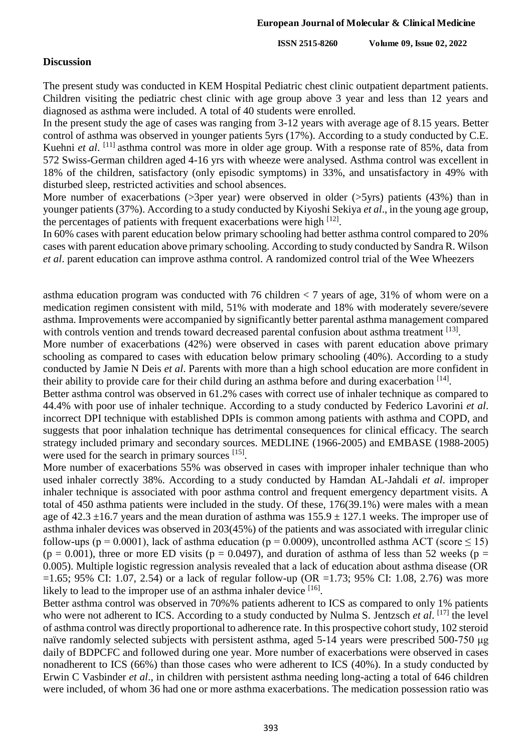## Discussion

The present study was conducted in KEM Hospital Pediatric chest clinic outpatient department patients. Children visiting the pediatric chest clinic with age group above 3 year and less than 12 years and diagnosed as asthma were included. A total of 40 students were enrolled.

In the present study the age of cases was ranging from 3-12 years with average age of 8.15 years. Better control of asthma was observed in younger patients 5yrs (17%). According to a study conducted by C.E. Kuehni *et al*. [11] asthma control was more in older age group. With a response rate of 85%, data from 572 Swiss-German children aged 4-16 yrs with wheeze were analysed. Asthma control was excellent in 18% of the children, satisfactory (only episodic symptoms) in 33%, and unsatisfactory in 49% with disturbed sleep, restricted activities and school absences.

More number of exacerbations (>3per year) were observed in older (>5yrs) patients (43%) than in younger patients (37%). According to a study conducted by Kiyoshi Sekiya *et al*., in the young age group, the percentages of patients with frequent exacerbations were high [12].

In 60% cases with parent education below primary schooling had better asthma control compared to 20% cases with parent education above primary schooling. According to study conducted by Sandra R. Wilson *et al*. parent education can improve asthma control. A randomized control trial of the Wee Wheezers asthma education program was conducted with 76 children < 7 years of age, 31% of whom were on a medication regimen consistent with mild, 51% with moderate and 18% with moderately severe/severe asthma. Improvements were accompanied by significantly better parental asthma management compared with controls vention and trends toward decreased parental confusion about asthma treatment [13].

More number of exacerbations (42%) were observed in cases with parent education above primary schooling as compared to cases with education below primary schooling (40%). According to a study conducted by Jamie N Deis *et al*. Parents with more than a high school education are more confident in their ability to provide care for their child during an asthma before and during exacerbation [14].

Better asthma control was observed in 61.2% cases with correct use of inhaler technique as compared to 44.4% with poor use of inhaler technique. According to a study conducted by Federico Lavorini *et al*. incorrect DPI technique with established DPIs is common among patients with asthma and COPD, and suggests that poor inhalation technique has detrimental consequences for clinical efficacy. The search strategy included primary and secondary sources. MEDLINE (1966-2005) and EMBASE (1988-2005) were used for the search in primary sources [15].

More number of exacerbations 55% was observed in cases with improper inhaler technique than who used inhaler correctly 38%. According to a study conducted by Hamdan AL-Jahdali *et al*. improper inhaler technique is associated with poor asthma control and frequent emergency department visits. A total of 450 asthma patients were included in the study. Of these, 176(39.1%) were males with a mean age of 42.3 ±16.7 years and the mean duration of asthma was 155.9 ± 127.1 weeks. The improper use of asthma inhaler devices was observed in 203(45%) of the patients and was associated with irregular clinic follow-ups ($p = 0.0001$), lack of asthma education ($p = 0.0009$), uncontrolled asthma ACT (score $\leq 15$) ($p = 0.001$), three or more ED visits ($p = 0.0497$), and duration of asthma of less than 52 weeks ($p = 0.005$). Multiple logistic regression analysis revealed that a lack of education about asthma disease (OR =1.65; 95% CI: 1.07, 2.54) or a lack of regular follow-up (OR =1.73; 95% CI: 1.08, 2.76) was more likely to lead to the improper use of an asthma inhaler device [16].

Better asthma control was observed in 70%% patients adherent to ICS as compared to only 1% patients who were not adherent to ICS. According to a study conducted by Nulma S. Jentzsch *et al*. [17] the level of asthma control was directly proportional to adherence rate. In this prospective cohort study, 102 steroid naïve randomly selected subjects with persistent asthma, aged 5-14 years were prescribed 500-750 μg daily of BDPCFC and followed during one year. More number of exacerbations were observed in cases nonadherent to ICS (66%) than those cases who were adherent to ICS (40%). In a study conducted by Erwin C Vasbinder *et al*., in children with persistent asthma needing long-acting a total of 646 children were included, of whom 36 had one or more asthma exacerbations. The medication possession ratio was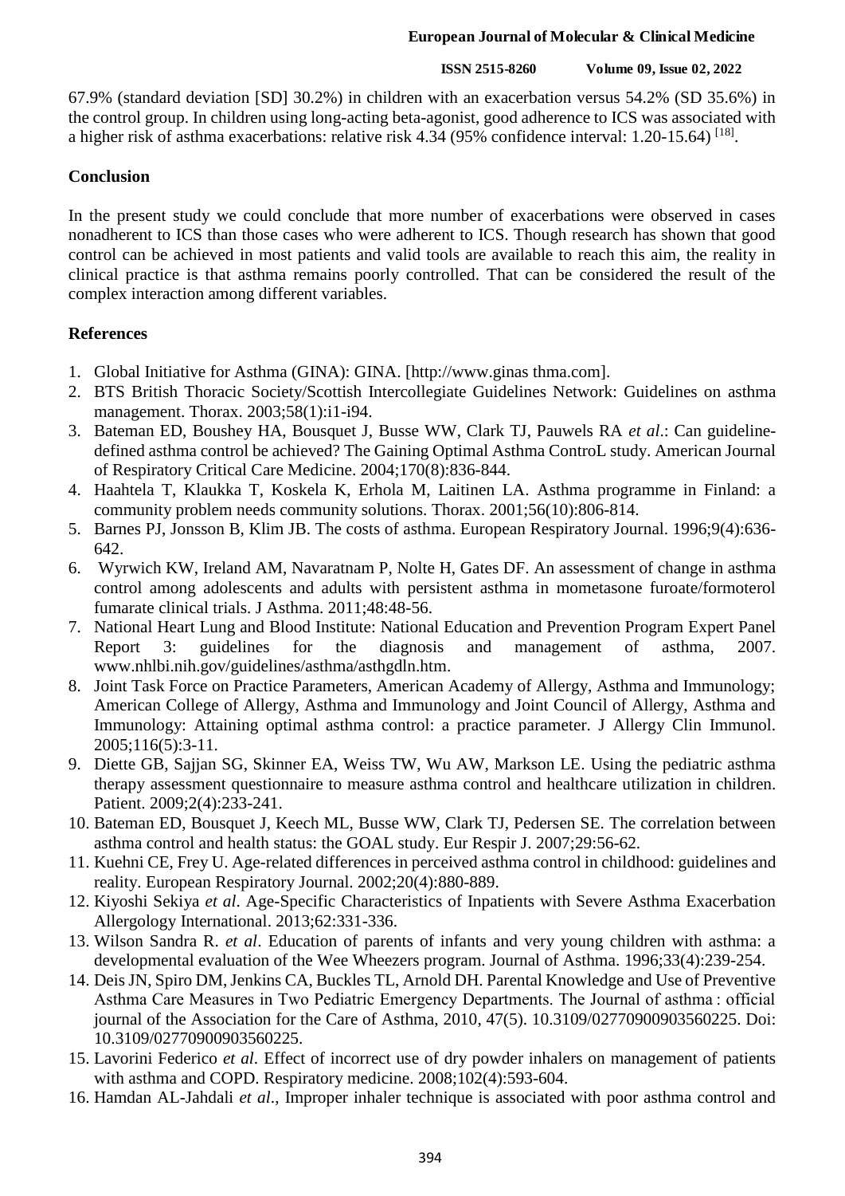67.9% (standard deviation [SD] 30.2%) in children with an exacerbation versus 54.2% (SD 35.6%) in the control group. In children using long-acting beta-agonist, good adherence to ICS was associated with a higher risk of asthma exacerbations: relative risk 4.34 (95% confidence interval: 1.20-15.64) [18].

## Conclusion

In the present study we could conclude that more number of exacerbations were observed in cases nonadherent to ICS than those cases who were adherent to ICS. Though research has shown that good control can be achieved in most patients and valid tools are available to reach this aim, the reality in clinical practice is that asthma remains poorly controlled. That can be considered the result of the complex interaction among different variables.

## References

1. Global Initiative for Asthma (GINA): GINA. [http://www.ginas thma.com].
2. BTS British Thoracic Society/Scottish Intercollegiate Guidelines Network: Guidelines on asthma management. Thorax. 2003;58(1):i1-i94.
3. Bateman ED, Boushey HA, Bousquet J, Busse WW, Clark TJ, Pauwels RA *et al*.: Can guideline-defined asthma control be achieved? The Gaining Optimal Asthma ControL study. American Journal of Respiratory Critical Care Medicine. 2004;170(8):836-844.
4. Haahtela T, Klaukka T, Koskela K, Erhola M, Laitinen LA. Asthma programme in Finland: a community problem needs community solutions. Thorax. 2001;56(10):806-814.
5. Barnes PJ, Jonsson B, Klim JB. The costs of asthma. European Respiratory Journal. 1996;9(4):636-642.
6. Wyrwich KW, Ireland AM, Navaratnam P, Nolte H, Gates DF. An assessment of change in asthma control among adolescents and adults with persistent asthma in mometasone furoate/formoterol fumarate clinical trials. J Asthma. 2011;48:48-56.
7. National Heart Lung and Blood Institute: National Education and Prevention Program Expert Panel Report 3: guidelines for the diagnosis and management of asthma, 2007. www.nhlbi.nih.gov/guidelines/asthma/asthgdln.htm.
8. Joint Task Force on Practice Parameters, American Academy of Allergy, Asthma and Immunology; American College of Allergy, Asthma and Immunology and Joint Council of Allergy, Asthma and Immunology: Attaining optimal asthma control: a practice parameter. J Allergy Clin Immunol. 2005;116(5):3-11.
9. Diette GB, Sajjan SG, Skinner EA, Weiss TW, Wu AW, Markson LE. Using the pediatric asthma therapy assessment questionnaire to measure asthma control and healthcare utilization in children. Patient. 2009;2(4):233-241.
10. Bateman ED, Bousquet J, Keech ML, Busse WW, Clark TJ, Pedersen SE. The correlation between asthma control and health status: the GOAL study. Eur Respir J. 2007;29:56-62.
11. Kuehni CE, Frey U. Age-related differences in perceived asthma control in childhood: guidelines and reality. European Respiratory Journal. 2002;20(4):880-889.
12. Kiyoshi Sekiya *et al*. Age-Specific Characteristics of Inpatients with Severe Asthma Exacerbation Allergology International. 2013;62:331-336.
13. Wilson Sandra R. *et al*. Education of parents of infants and very young children with asthma: a developmental evaluation of the Wee Wheezers program. Journal of Asthma. 1996;33(4):239-254.
14. Deis JN, Spiro DM, Jenkins CA, Buckles TL, Arnold DH. Parental Knowledge and Use of Preventive Asthma Care Measures in Two Pediatric Emergency Departments. The Journal of asthma : official journal of the Association for the Care of Asthma, 2010, 47(5). 10.3109/02770900903560225. Doi: 10.3109/02770900903560225.
15. Lavorini Federico *et al*. Effect of incorrect use of dry powder inhalers on management of patients with asthma and COPD. Respiratory medicine. 2008;102(4):593-604.
16. Hamdan AL-Jahdali *et al*., Improper inhaler technique is associated with poor asthma control and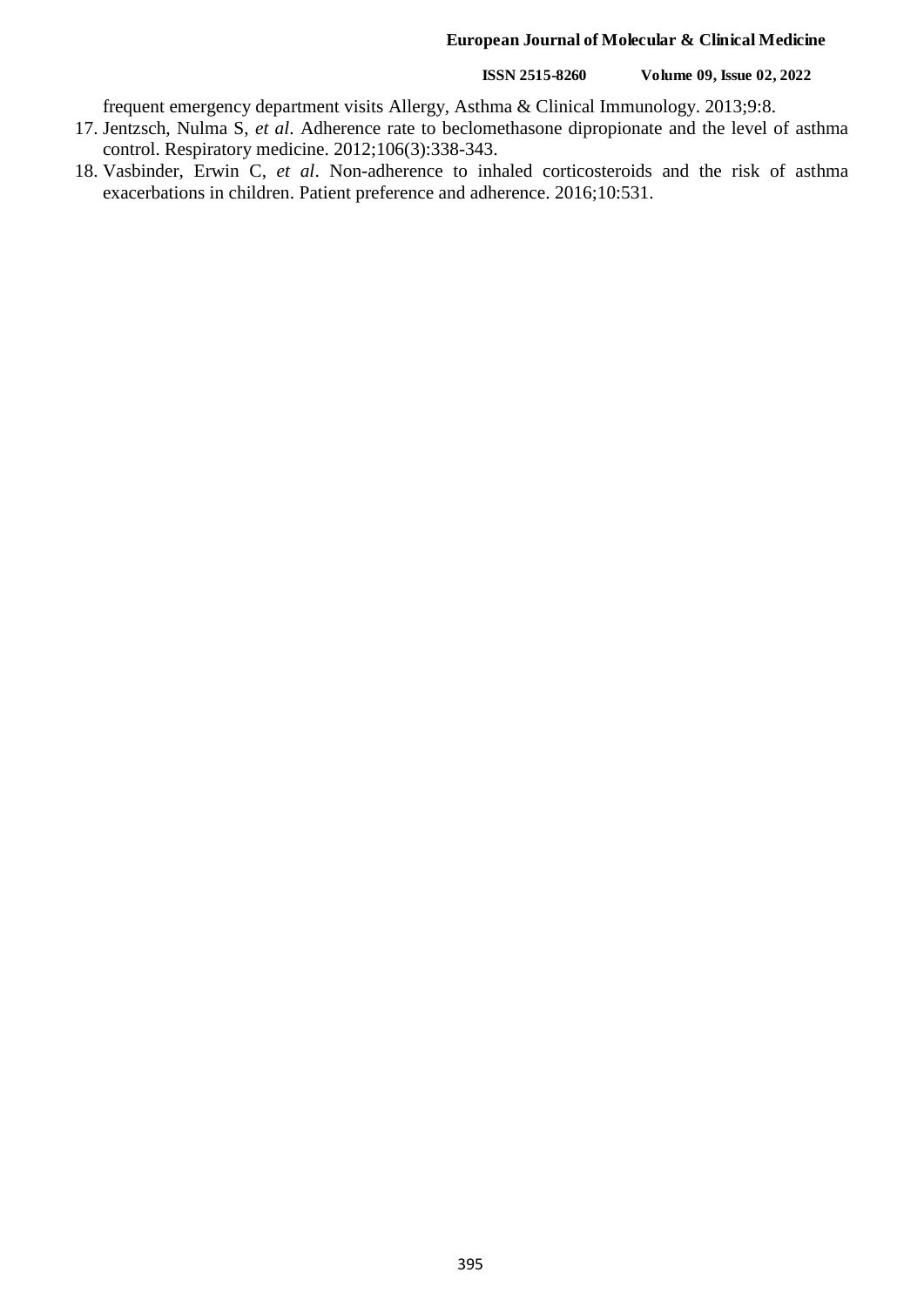frequent emergency department visits Allergy, Asthma & Clinical Immunology. 2013;9:8.

17. Jentzsch, Nulma S, *et al*. Adherence rate to beclomethasone dipropionate and the level of asthma control. Respiratory medicine. 2012;106(3):338-343.
18. Vasbinder, Erwin C, *et al*. Non-adherence to inhaled corticosteroids and the risk of asthma exacerbations in children. Patient preference and adherence. 2016;10:531.